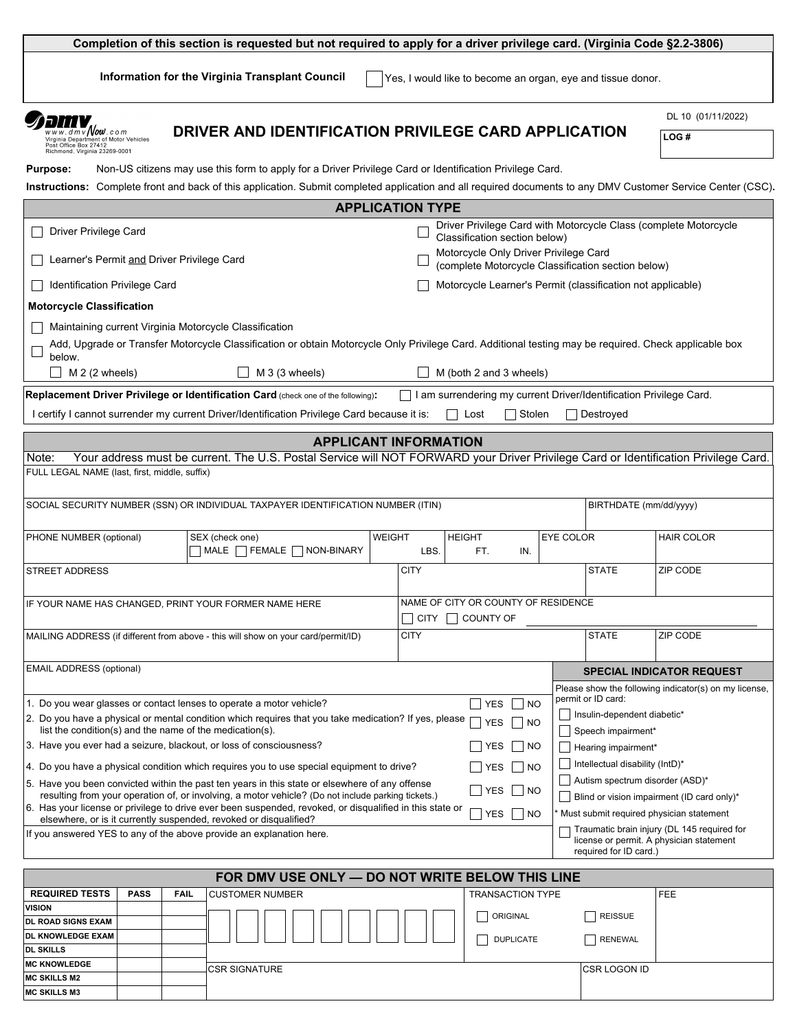**Completion of this section is requested but not required to apply for a driver privilege card. (Virginia Code §2.2-3806)**

**Information for the Virginia Transplant Council** ☐ Yes, I would like to become an organ, eye and tissue donor.

www.dmvNow.com
Virginia Department of Motor Vehicles
Post Office Box 27412
Richmond, Virginia 23269-0001

# DRIVER AND IDENTIFICATION PRIVILEGE CARD APPLICATION

DL 10 (01/11/2022)

**LOG #**

**Purpose:** Non-US citizens may use this form to apply for a Driver Privilege Card or Identification Privilege Card.

**Instructions:** Complete front and back of this application. Submit completed application and all required documents to any DMV Customer Service Center (CSC).

## APPLICATION TYPE

- ☐ Driver Privilege Card
- ☐ Learner's Permit and Driver Privilege Card
- ☐ Identification Privilege Card
- ☐ Driver Privilege Card with Motorcycle Class (complete Motorcycle Classification section below)
- ☐ Motorcycle Only Driver Privilege Card (complete Motorcycle Classification section below)
- ☐ Motorcycle Learner's Permit (classification not applicable)

**Motorcycle Classification**

- ☐ Maintaining current Virginia Motorcycle Classification
- ☐ Add, Upgrade or Transfer Motorcycle Classification or obtain Motorcycle Only Privilege Card. Additional testing may be required. Check applicable box below.
  - ☐ M 2 (2 wheels) ☐ M 3 (3 wheels) ☐ M (both 2 and 3 wheels)

**Replacement Driver Privilege or Identification Card** (check one of the following)**:** ☐ I am surrendering my current Driver/Identification Privilege Card.

I certify I cannot surrender my current Driver/Identification Privilege Card because it is: ☐ Lost ☐ Stolen ☐ Destroyed

## APPLICANT INFORMATION

Note: Your address must be current. The U.S. Postal Service will NOT FORWARD your Driver Privilege Card or Identification Privilege Card.

| FULL LEGAL NAME (last, first, middle, suffix) | | | | | | |
|---|---|---|---|---|---|---|
| SOCIAL SECURITY NUMBER (SSN) OR INDIVIDUAL TAXPAYER IDENTIFICATION NUMBER (ITIN) | | | | | | BIRTHDATE (mm/dd/yyyy) |
| PHONE NUMBER (optional) | SEX (check one) ☐ MALE ☐ FEMALE ☐ NON-BINARY | WEIGHT LBS. | HEIGHT FT. IN. | EYE COLOR | | HAIR COLOR |
| STREET ADDRESS | | CITY | | | STATE | ZIP CODE |
| IF YOUR NAME HAS CHANGED, PRINT YOUR FORMER NAME HERE | | NAME OF CITY OR COUNTY OF RESIDENCE ☐ CITY ☐ COUNTY OF ______ | | | | |
| MAILING ADDRESS (if different from above - this will show on your card/permit/ID) | | CITY | | | STATE | ZIP CODE |
| EMAIL ADDRESS (optional) | | | | | | |

1. Do you wear glasses or contact lenses to operate a motor vehicle? ☐ YES ☐ NO
2. Do you have a physical or mental condition which requires that you take medication? If yes, please list the condition(s) and the name of the medication(s). ☐ YES ☐ NO
3. Have you ever had a seizure, blackout, or loss of consciousness? ☐ YES ☐ NO
4. Do you have a physical condition which requires you to use special equipment to drive? ☐ YES ☐ NO
5. Have you been convicted within the past ten years in this state or elsewhere of any offense resulting from your operation of, or involving, a motor vehicle? (Do not include parking tickets.) ☐ YES ☐ NO
6. Has your license or privilege to drive ever been suspended, revoked, or disqualified in this state or elsewhere, or is it currently suspended, revoked or disqualified? ☐ YES ☐ NO

If you answered YES to any of the above provide an explanation here.

### SPECIAL INDICATOR REQUEST

Please show the following indicator(s) on my license, permit or ID card:

- ☐ Insulin-dependent diabetic*
- ☐ Speech impairment*
- ☐ Hearing impairment*
- ☐ Intellectual disability (IntD)*
- ☐ Autism spectrum disorder (ASD)*
- ☐ Blind or vision impairment (ID card only)*

\* Must submit required physician statement

- ☐ Traumatic brain injury (DL 145 required for license or permit. A physician statement required for ID card.)

## FOR DMV USE ONLY — DO NOT WRITE BELOW THIS LINE

| REQUIRED TESTS | PASS | FAIL |
|---|---|---|
| VISION | | |
| DL ROAD SIGNS EXAM | | |
| DL KNOWLEDGE EXAM | | |
| DL SKILLS | | |
| MC KNOWLEDGE | | |
| MC SKILLS M2 | | |
| MC SKILLS M3 | | |

| CUSTOMER NUMBER | TRANSACTION TYPE | FEE |
|---|---|---|
| | ☐ ORIGINAL ☐ REISSUE ☐ DUPLICATE ☐ RENEWAL | |
| CSR SIGNATURE | CSR LOGON ID | |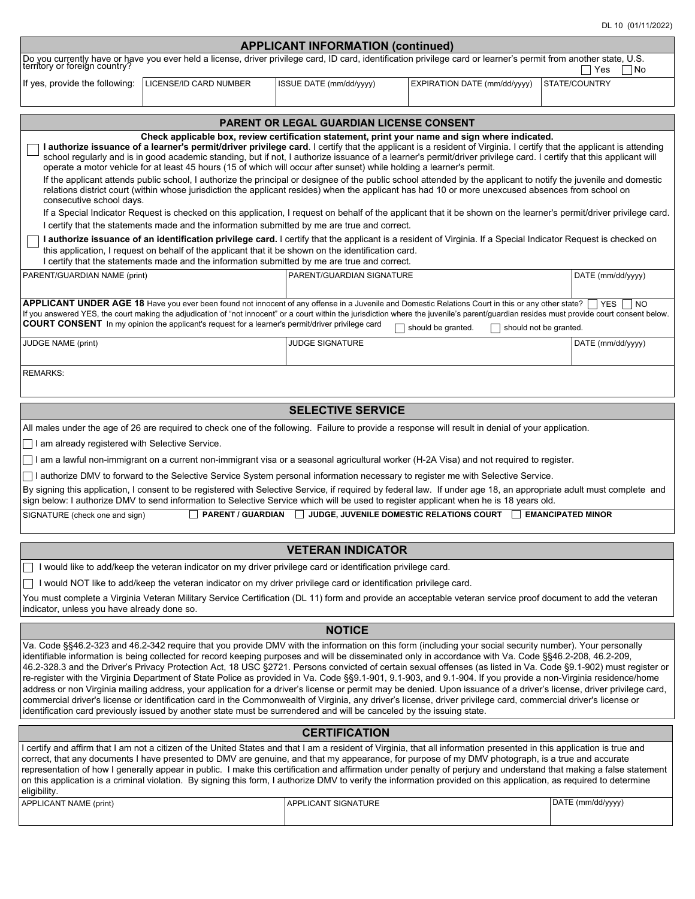DL 10 (01/11/2022)

## APPLICANT INFORMATION (continued)

Do you currently have or have you ever held a license, driver privilege card, ID card, identification privilege card or learner's permit from another state, U.S. territory or foreign country? ☐ Yes ☐ No

| If yes, provide the following: | LICENSE/ID CARD NUMBER | ISSUE DATE (mm/dd/yyyy) | EXPIRATION DATE (mm/dd/yyyy) | STATE/COUNTRY |
|---|---|---|---|---|
| | | | | |

## PARENT OR LEGAL GUARDIAN LICENSE CONSENT

**Check applicable box, review certification statement, print your name and sign where indicated.**

☐ **I authorize issuance of a learner's permit/driver privilege card**. I certify that the applicant is a resident of Virginia. I certify that the applicant is attending school regularly and is in good academic standing, but if not, I authorize issuance of a learner's permit/driver privilege card. I certify that this applicant will operate a motor vehicle for at least 45 hours (15 of which will occur after sunset) while holding a learner's permit.

If the applicant attends public school, I authorize the principal or designee of the public school attended by the applicant to notify the juvenile and domestic relations district court (within whose jurisdiction the applicant resides) when the applicant has had 10 or more unexcused absences from school on consecutive school days.

If a Special Indicator Request is checked on this application, I request on behalf of the applicant that it be shown on the learner's permit/driver privilege card.

I certify that the statements made and the information submitted by me are true and correct.

☐ **I authorize issuance of an identification privilege card.** I certify that the applicant is a resident of Virginia. If a Special Indicator Request is checked on this application, I request on behalf of the applicant that it be shown on the identification card.

I certify that the statements made and the information submitted by me are true and correct.

| PARENT/GUARDIAN NAME (print) | PARENT/GUARDIAN SIGNATURE | DATE (mm/dd/yyyy) |
|---|---|---|
| | | |

**APPLICANT UNDER AGE 18** Have you ever been found not innocent of any offense in a Juvenile and Domestic Relations Court in this or any other state? ☐ YES ☐ NO

If you answered YES, the court making the adjudication of "not innocent" or a court within the jurisdiction where the juvenile's parent/guardian resides must provide court consent below.

**COURT CONSENT** In my opinion the applicant's request for a learner's permit/driver privilege card ☐ should be granted. ☐ should not be granted.

| JUDGE NAME (print) | JUDGE SIGNATURE | DATE (mm/dd/yyyy) |
|---|---|---|
| | | |

REMARKS:

## SELECTIVE SERVICE

All males under the age of 26 are required to check one of the following. Failure to provide a response will result in denial of your application.

☐ I am already registered with Selective Service.

☐ I am a lawful non-immigrant on a current non-immigrant visa or a seasonal agricultural worker (H-2A Visa) and not required to register.

☐ I authorize DMV to forward to the Selective Service System personal information necessary to register me with Selective Service.

By signing this application, I consent to be registered with Selective Service, if required by federal law. If under age 18, an appropriate adult must complete and sign below: I authorize DMV to send information to Selective Service which will be used to register applicant when he is 18 years old.

SIGNATURE (check one and sign) ☐ **PARENT / GUARDIAN** ☐ **JUDGE, JUVENILE DOMESTIC RELATIONS COURT** ☐ **EMANCIPATED MINOR**

## VETERAN INDICATOR

☐ I would like to add/keep the veteran indicator on my driver privilege card or identification privilege card.

☐ I would NOT like to add/keep the veteran indicator on my driver privilege card or identification privilege card.

You must complete a Virginia Veteran Military Service Certification (DL 11) form and provide an acceptable veteran service proof document to add the veteran indicator, unless you have already done so.

## NOTICE

Va. Code §§46.2-323 and 46.2-342 require that you provide DMV with the information on this form (including your social security number). Your personally identifiable information is being collected for record keeping purposes and will be disseminated only in accordance with Va. Code §§46.2-208, 46.2-209, 46.2-328.3 and the Driver's Privacy Protection Act, 18 USC §2721. Persons convicted of certain sexual offenses (as listed in Va. Code §9.1-902) must register or re-register with the Virginia Department of State Police as provided in Va. Code §§9.1-901, 9.1-903, and 9.1-904. If you provide a non-Virginia residence/home address or non Virginia mailing address, your application for a driver's license or permit may be denied. Upon issuance of a driver's license, driver privilege card, commercial driver's license or identification card in the Commonwealth of Virginia, any driver's license, driver privilege card, commercial driver's license or identification card previously issued by another state must be surrendered and will be canceled by the issuing state.

## CERTIFICATION

I certify and affirm that I am not a citizen of the United States and that I am a resident of Virginia, that all information presented in this application is true and correct, that any documents I have presented to DMV are genuine, and that my appearance, for purpose of my DMV photograph, is a true and accurate representation of how I generally appear in public. I make this certification and affirmation under penalty of perjury and understand that making a false statement on this application is a criminal violation. By signing this form, I authorize DMV to verify the information provided on this application, as required to determine eligibility.

| APPLICANT NAME (print) | APPLICANT SIGNATURE | DATE (mm/dd/yyyy) |
|---|---|---|
| | | |